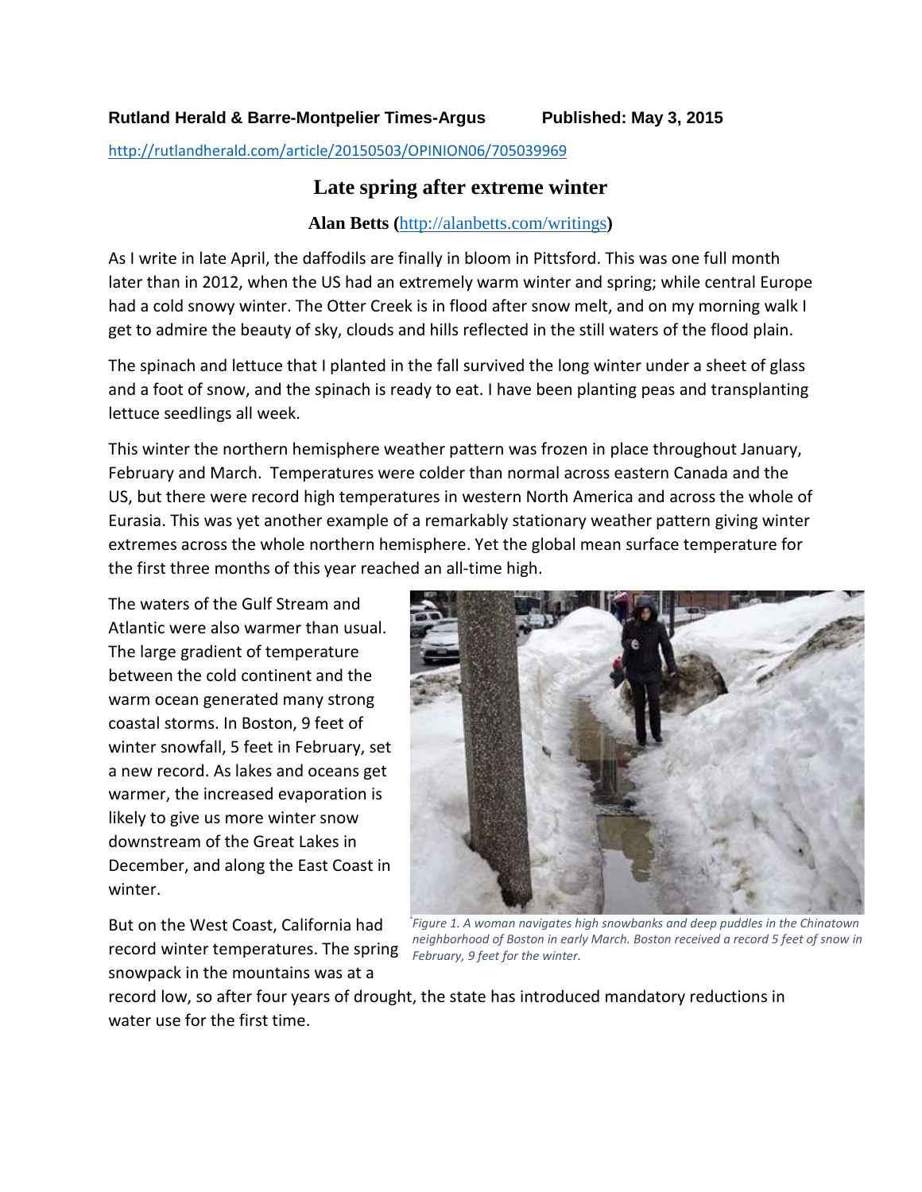**Rutland Herald & Barre-Montpelier Times-Argus** **Published: May 3, 2015**

http://rutlandherald.com/article/20150503/OPINION06/705039969

# Late spring after extreme winter

**Alan Betts (http://alanbetts.com/writings)**

As I write in late April, the daffodils are finally in bloom in Pittsford. This was one full month later than in 2012, when the US had an extremely warm winter and spring; while central Europe had a cold snowy winter. The Otter Creek is in flood after snow melt, and on my morning walk I get to admire the beauty of sky, clouds and hills reflected in the still waters of the flood plain.

The spinach and lettuce that I planted in the fall survived the long winter under a sheet of glass and a foot of snow, and the spinach is ready to eat. I have been planting peas and transplanting lettuce seedlings all week.

This winter the northern hemisphere weather pattern was frozen in place throughout January, February and March. Temperatures were colder than normal across eastern Canada and the US, but there were record high temperatures in western North America and across the whole of Eurasia. This was yet another example of a remarkably stationary weather pattern giving winter extremes across the whole northern hemisphere. Yet the global mean surface temperature for the first three months of this year reached an all-time high.

The waters of the Gulf Stream and Atlantic were also warmer than usual. The large gradient of temperature between the cold continent and the warm ocean generated many strong coastal storms. In Boston, 9 feet of winter snowfall, 5 feet in February, set a new record. As lakes and oceans get warmer, the increased evaporation is likely to give us more winter snow downstream of the Great Lakes in December, and along the East Coast in winter.

*Figure 1. A woman navigates high snowbanks and deep puddles in the Chinatown neighborhood of Boston in early March. Boston received a record 5 feet of snow in February, 9 feet for the winter.*

But on the West Coast, California had record winter temperatures. The spring snowpack in the mountains was at a record low, so after four years of drought, the state has introduced mandatory reductions in water use for the first time.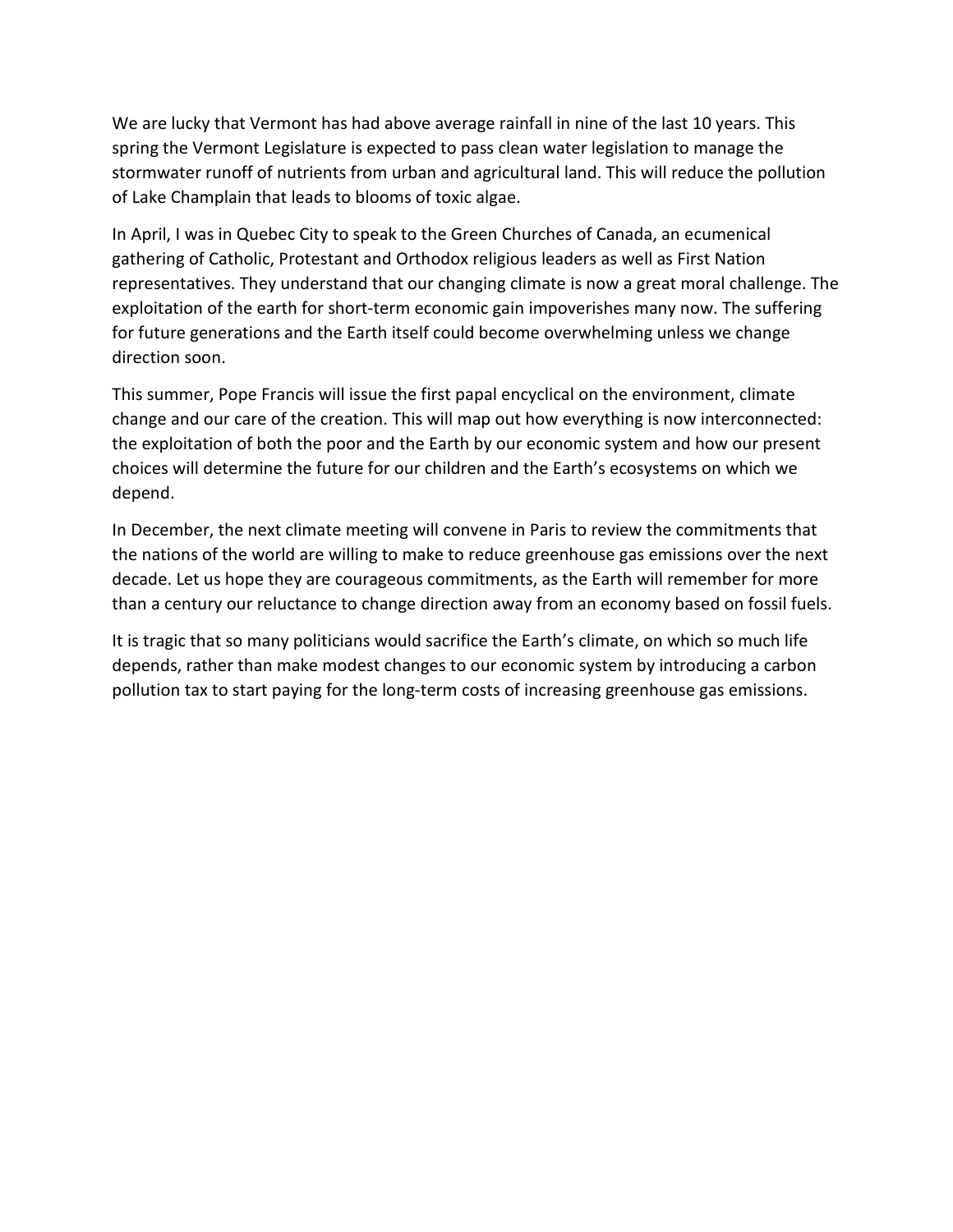We are lucky that Vermont has had above average rainfall in nine of the last 10 years. This spring the Vermont Legislature is expected to pass clean water legislation to manage the stormwater runoff of nutrients from urban and agricultural land. This will reduce the pollution of Lake Champlain that leads to blooms of toxic algae.

In April, I was in Quebec City to speak to the Green Churches of Canada, an ecumenical gathering of Catholic, Protestant and Orthodox religious leaders as well as First Nation representatives. They understand that our changing climate is now a great moral challenge. The exploitation of the earth for short-term economic gain impoverishes many now. The suffering for future generations and the Earth itself could become overwhelming unless we change direction soon.

This summer, Pope Francis will issue the first papal encyclical on the environment, climate change and our care of the creation. This will map out how everything is now interconnected: the exploitation of both the poor and the Earth by our economic system and how our present choices will determine the future for our children and the Earth's ecosystems on which we depend.

In December, the next climate meeting will convene in Paris to review the commitments that the nations of the world are willing to make to reduce greenhouse gas emissions over the next decade. Let us hope they are courageous commitments, as the Earth will remember for more than a century our reluctance to change direction away from an economy based on fossil fuels.

It is tragic that so many politicians would sacrifice the Earth's climate, on which so much life depends, rather than make modest changes to our economic system by introducing a carbon pollution tax to start paying for the long-term costs of increasing greenhouse gas emissions.